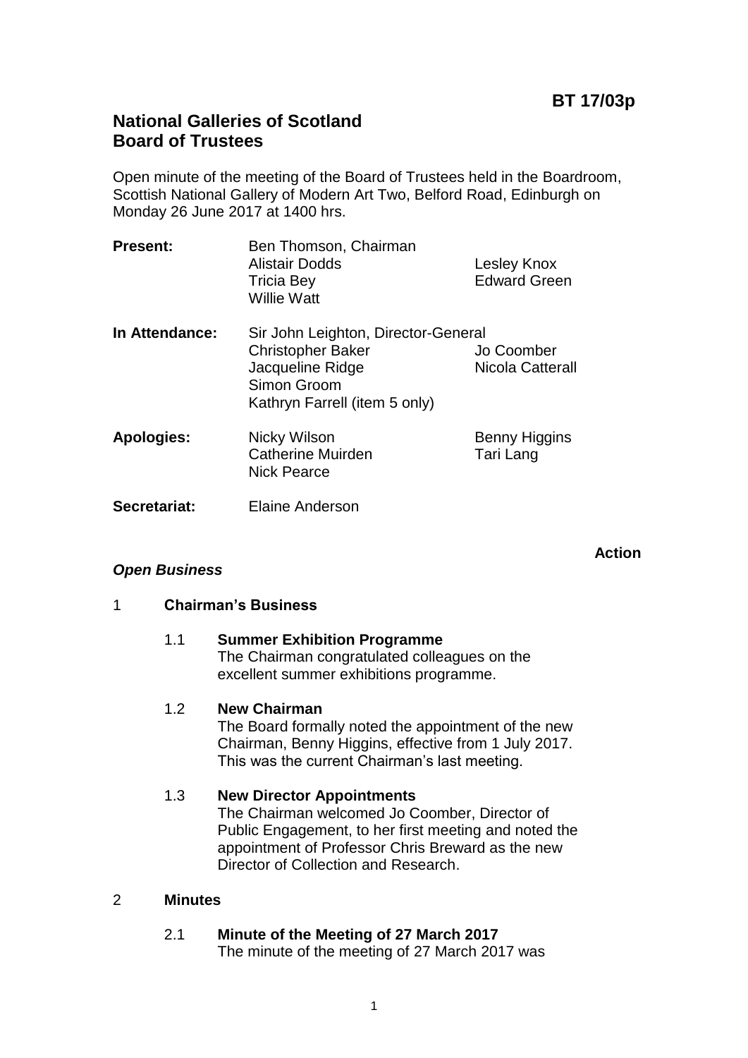**BT 17/03p**

# National Galleries of Scotland
# Board of Trustees

Open minute of the meeting of the Board of Trustees held in the Boardroom, Scottish National Gallery of Modern Art Two, Belford Road, Edinburgh on Monday 26 June 2017 at 1400 hrs.

| | | |
|---|---|---|
| **Present:** | Ben Thomson, Chairman | |
| | Alistair Dodds | Lesley Knox |
| | Tricia Bey | Edward Green |
| | Willie Watt | |
| **In Attendance:** | Sir John Leighton, Director-General | |
| | Christopher Baker | Jo Coomber |
| | Jacqueline Ridge | Nicola Catterall |
| | Simon Groom | |
| | Kathryn Farrell (item 5 only) | |
| **Apologies:** | Nicky Wilson | Benny Higgins |
| | Catherine Muirden | Tari Lang |
| | Nick Pearce | |
| **Secretariat:** | Elaine Anderson | |

**Action**

***Open Business***

## 1 Chairman's Business

### 1.1 Summer Exhibition Programme
The Chairman congratulated colleagues on the excellent summer exhibitions programme.

### 1.2 New Chairman
The Board formally noted the appointment of the new Chairman, Benny Higgins, effective from 1 July 2017. This was the current Chairman's last meeting.

### 1.3 New Director Appointments
The Chairman welcomed Jo Coomber, Director of Public Engagement, to her first meeting and noted the appointment of Professor Chris Breward as the new Director of Collection and Research.

## 2 Minutes

### 2.1 Minute of the Meeting of 27 March 2017
The minute of the meeting of 27 March 2017 was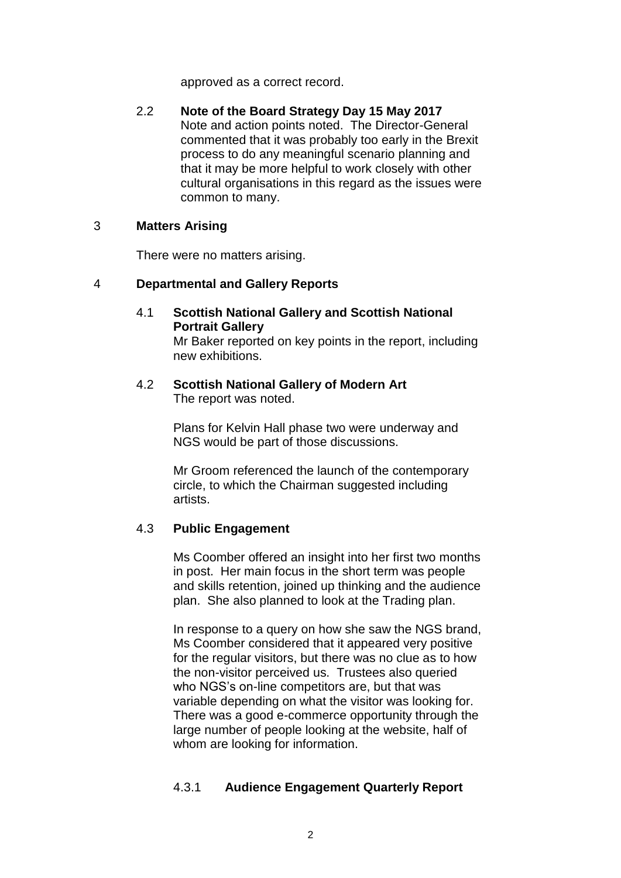approved as a correct record.

2.2 **Note of the Board Strategy Day 15 May 2017**
Note and action points noted. The Director-General commented that it was probably too early in the Brexit process to do any meaningful scenario planning and that it may be more helpful to work closely with other cultural organisations in this regard as the issues were common to many.

## 3 Matters Arising

There were no matters arising.

## 4 Departmental and Gallery Reports

4.1 **Scottish National Gallery and Scottish National Portrait Gallery**
Mr Baker reported on key points in the report, including new exhibitions.

4.2 **Scottish National Gallery of Modern Art**
The report was noted.

Plans for Kelvin Hall phase two were underway and NGS would be part of those discussions.

Mr Groom referenced the launch of the contemporary circle, to which the Chairman suggested including artists.

4.3 **Public Engagement**

Ms Coomber offered an insight into her first two months in post. Her main focus in the short term was people and skills retention, joined up thinking and the audience plan. She also planned to look at the Trading plan.

In response to a query on how she saw the NGS brand, Ms Coomber considered that it appeared very positive for the regular visitors, but there was no clue as to how the non-visitor perceived us. Trustees also queried who NGS's on-line competitors are, but that was variable depending on what the visitor was looking for. There was a good e-commerce opportunity through the large number of people looking at the website, half of whom are looking for information.

4.3.1 **Audience Engagement Quarterly Report**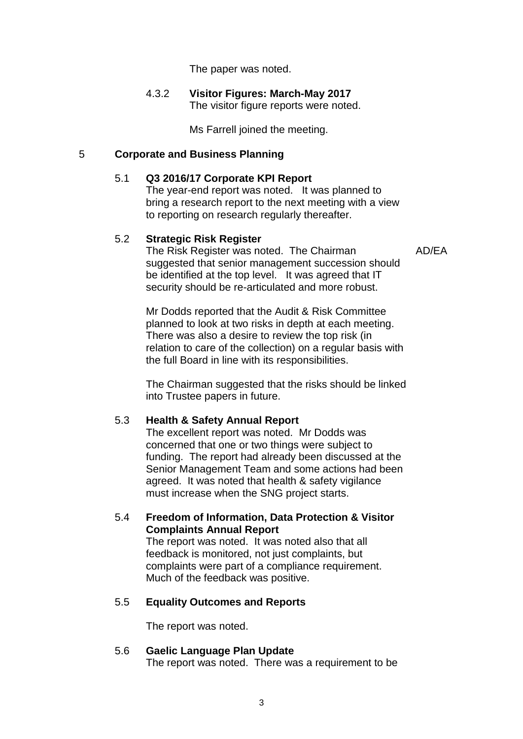The paper was noted.

4.3.2 **Visitor Figures: March-May 2017**
The visitor figure reports were noted.

Ms Farrell joined the meeting.

## 5 Corporate and Business Planning

### 5.1 Q3 2016/17 Corporate KPI Report

The year-end report was noted. It was planned to bring a research report to the next meeting with a view to reporting on research regularly thereafter.

### 5.2 Strategic Risk Register

The Risk Register was noted. The Chairman suggested that senior management succession should be identified at the top level. It was agreed that IT security should be re-articulated and more robust. **AD/EA**

Mr Dodds reported that the Audit & Risk Committee planned to look at two risks in depth at each meeting. There was also a desire to review the top risk (in relation to care of the collection) on a regular basis with the full Board in line with its responsibilities.

The Chairman suggested that the risks should be linked into Trustee papers in future.

### 5.3 Health & Safety Annual Report

The excellent report was noted. Mr Dodds was concerned that one or two things were subject to funding. The report had already been discussed at the Senior Management Team and some actions had been agreed. It was noted that health & safety vigilance must increase when the SNG project starts.

### 5.4 Freedom of Information, Data Protection & Visitor Complaints Annual Report

The report was noted. It was noted also that all feedback is monitored, not just complaints, but complaints were part of a compliance requirement. Much of the feedback was positive.

### 5.5 Equality Outcomes and Reports

The report was noted.

### 5.6 Gaelic Language Plan Update

The report was noted. There was a requirement to be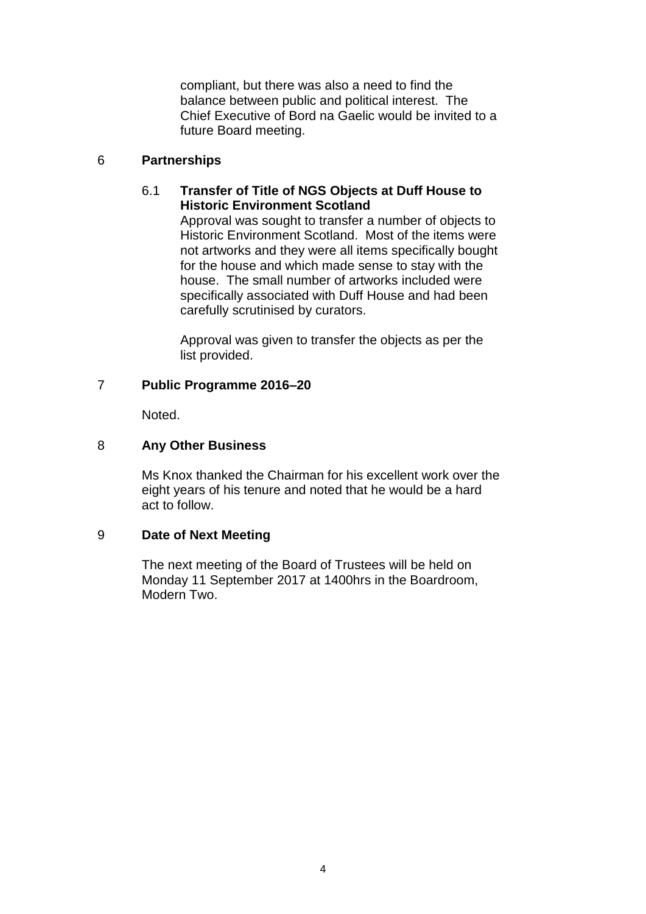compliant, but there was also a need to find the balance between public and political interest. The Chief Executive of Bord na Gaelic would be invited to a future Board meeting.

## 6 Partnerships

### 6.1 Transfer of Title of NGS Objects at Duff House to Historic Environment Scotland

Approval was sought to transfer a number of objects to Historic Environment Scotland. Most of the items were not artworks and they were all items specifically bought for the house and which made sense to stay with the house. The small number of artworks included were specifically associated with Duff House and had been carefully scrutinised by curators.

Approval was given to transfer the objects as per the list provided.

## 7 Public Programme 2016–20

Noted.

## 8 Any Other Business

Ms Knox thanked the Chairman for his excellent work over the eight years of his tenure and noted that he would be a hard act to follow.

## 9 Date of Next Meeting

The next meeting of the Board of Trustees will be held on Monday 11 September 2017 at 1400hrs in the Boardroom, Modern Two.